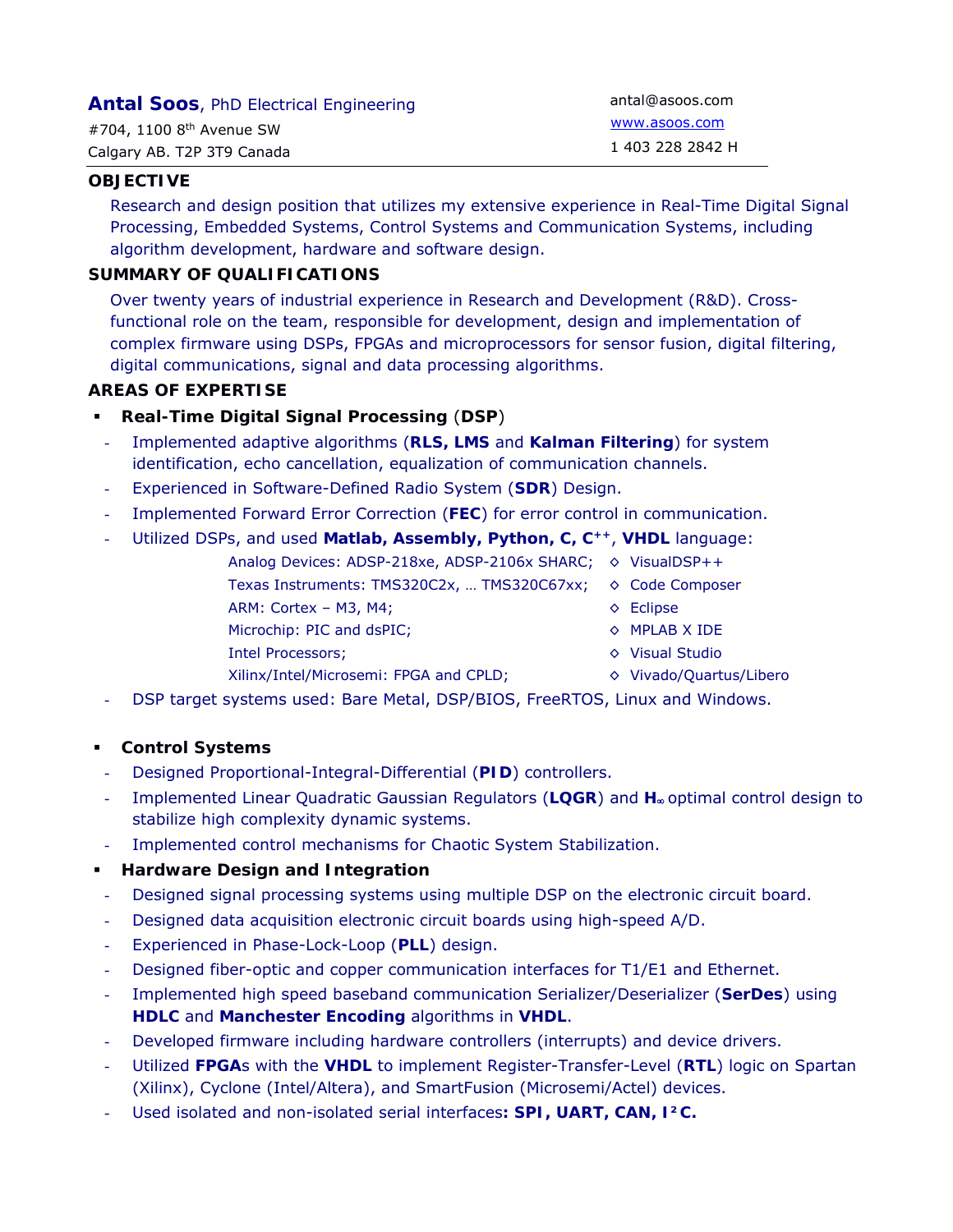# **Antal Soos**, PhD Electrical Engineering

#704, 1100 8th Avenue SW
Calgary AB. T2P 3T9 Canada

antal@asoos.com
www.asoos.com
1 403 228 2842 H

## OBJECTIVE

Research and design position that utilizes my extensive experience in Real-Time Digital Signal Processing, Embedded Systems, Control Systems and Communication Systems, including algorithm development, hardware and software design.

## SUMMARY OF QUALIFICATIONS

Over twenty years of industrial experience in Research and Development (R&D). Cross-functional role on the team, responsible for development, design and implementation of complex firmware using DSPs, FPGAs and microprocessors for sensor fusion, digital filtering, digital communications, signal and data processing algorithms.

## AREAS OF EXPERTISE

- **Real-Time Digital Signal Processing** (**DSP**)
  - Implemented adaptive algorithms (**RLS, LMS** and **Kalman Filtering**) for system identification, echo cancellation, equalization of communication channels.
  - Experienced in Software-Defined Radio System (**SDR**) Design.
  - Implemented Forward Error Correction (**FEC**) for error control in communication.
  - Utilized DSPs, and used **Matlab, Assembly, Python, C, C$^{++}$**, **VHDL** language:

    | | |
    |---|---|
    | Analog Devices: ADSP-218xe, ADSP-2106x SHARC; | ◇ VisualDSP++ |
    | Texas Instruments: TMS320C2x, … TMS320C67xx; | ◇ Code Composer |
    | ARM: Cortex – M3, M4; | ◇ Eclipse |
    | Microchip: PIC and dsPIC; | ◇ MPLAB X IDE |
    | Intel Processors; | ◇ Visual Studio |
    | Xilinx/Intel/Microsemi: FPGA and CPLD; | ◇ Vivado/Quartus/Libero |

  - DSP target systems used: Bare Metal, DSP/BIOS, FreeRTOS, Linux and Windows.

- **Control Systems**
  - Designed Proportional-Integral-Differential (**PID**) controllers.
  - Implemented Linear Quadratic Gaussian Regulators (**LQGR**) and **$H_\infty$** optimal control design to stabilize high complexity dynamic systems.
  - Implemented control mechanisms for Chaotic System Stabilization.

- **Hardware Design and Integration**
  - Designed signal processing systems using multiple DSP on the electronic circuit board.
  - Designed data acquisition electronic circuit boards using high-speed A/D.
  - Experienced in Phase-Lock-Loop (**PLL**) design.
  - Designed fiber-optic and copper communication interfaces for T1/E1 and Ethernet.
  - Implemented high speed baseband communication Serializer/Deserializer (**SerDes**) using **HDLC** and **Manchester Encoding** algorithms in **VHDL**.
  - Developed firmware including hardware controllers (interrupts) and device drivers.
  - Utilized **FPGA**s with the **VHDL** to implement Register-Transfer-Level (**RTL**) logic on Spartan (Xilinx), Cyclone (Intel/Altera), and SmartFusion (Microsemi/Actel) devices.
  - Used isolated and non-isolated serial interfaces**: SPI, UART, CAN, I$^2$C.**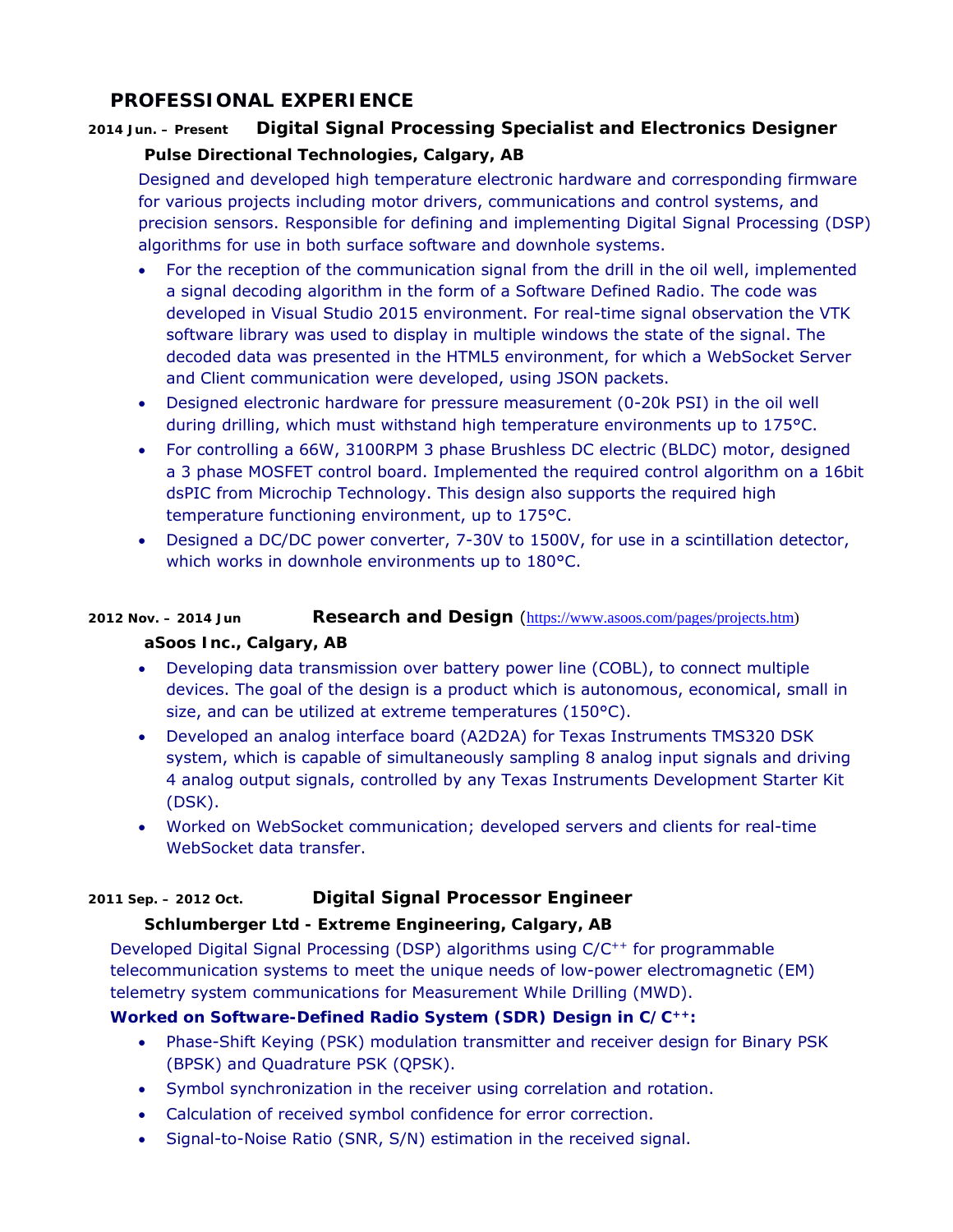## PROFESSIONAL EXPERIENCE

**2014 Jun. – Present** **Digital Signal Processing Specialist and Electronics Designer**

**Pulse Directional Technologies, Calgary, AB**

Designed and developed high temperature electronic hardware and corresponding firmware for various projects including motor drivers, communications and control systems, and precision sensors. Responsible for defining and implementing Digital Signal Processing (DSP) algorithms for use in both surface software and downhole systems.

- For the reception of the communication signal from the drill in the oil well, implemented a signal decoding algorithm in the form of a Software Defined Radio. The code was developed in Visual Studio 2015 environment. For real-time signal observation the VTK software library was used to display in multiple windows the state of the signal. The decoded data was presented in the HTML5 environment, for which a WebSocket Server and Client communication were developed, using JSON packets.
- Designed electronic hardware for pressure measurement (0-20k PSI) in the oil well during drilling, which must withstand high temperature environments up to 175°C.
- For controlling a 66W, 3100RPM 3 phase Brushless DC electric (BLDC) motor, designed a 3 phase MOSFET control board. Implemented the required control algorithm on a 16bit dsPIC from Microchip Technology. This design also supports the required high temperature functioning environment, up to 175°C.
- Designed a DC/DC power converter, 7-30V to 1500V, for use in a scintillation detector, which works in downhole environments up to 180°C.

**2012 Nov. – 2014 Jun** **Research and Design** (https://www.asoos.com/pages/projects.htm)

**aSoos Inc., Calgary, AB**

- Developing data transmission over battery power line (COBL), to connect multiple devices. The goal of the design is a product which is autonomous, economical, small in size, and can be utilized at extreme temperatures (150°C).
- Developed an analog interface board (A2D2A) for Texas Instruments TMS320 DSK system, which is capable of simultaneously sampling 8 analog input signals and driving 4 analog output signals, controlled by any Texas Instruments Development Starter Kit (DSK).
- Worked on WebSocket communication; developed servers and clients for real-time WebSocket data transfer.

**2011 Sep. – 2012 Oct.** **Digital Signal Processor Engineer**

**Schlumberger Ltd - Extreme Engineering, Calgary, AB**

Developed Digital Signal Processing (DSP) algorithms using C/C++ for programmable telecommunication systems to meet the unique needs of low-power electromagnetic (EM) telemetry system communications for Measurement While Drilling (MWD).

**Worked on Software-Defined Radio System (SDR) Design in C/C++:**

- Phase-Shift Keying (PSK) modulation transmitter and receiver design for Binary PSK (BPSK) and Quadrature PSK (QPSK).
- Symbol synchronization in the receiver using correlation and rotation.
- Calculation of received symbol confidence for error correction.
- Signal-to-Noise Ratio (SNR, S/N) estimation in the received signal.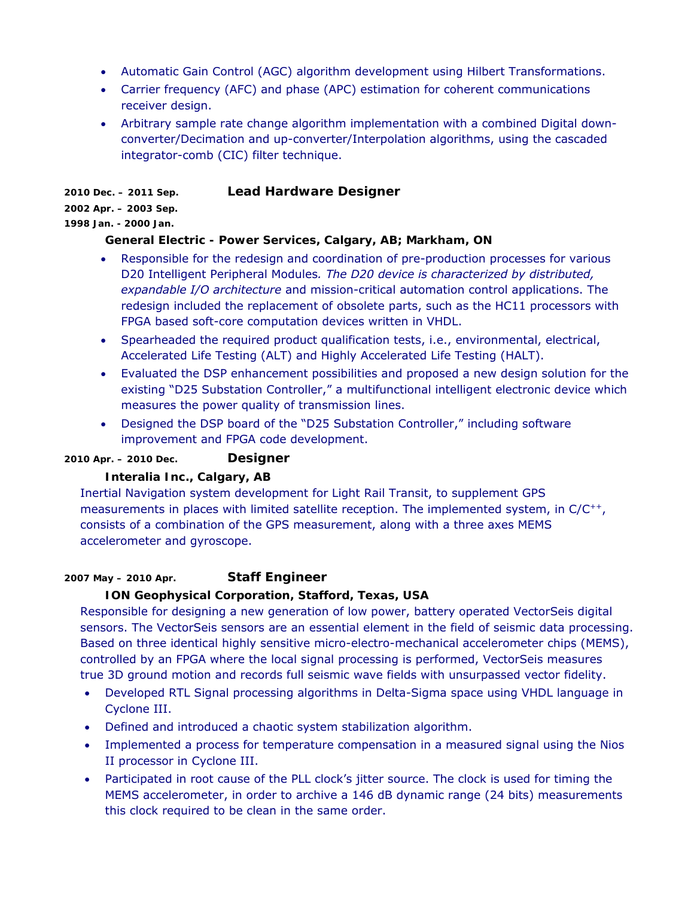- Automatic Gain Control (AGC) algorithm development using Hilbert Transformations.
- Carrier frequency (AFC) and phase (APC) estimation for coherent communications receiver design.
- Arbitrary sample rate change algorithm implementation with a combined Digital down-converter/Decimation and up-converter/Interpolation algorithms, using the cascaded integrator-comb (CIC) filter technique.

**2010 Dec. – 2011 Sep.** **Lead Hardware Designer**
**2002 Apr. – 2003 Sep.**
**1998 Jan. - 2000 Jan.**

**General Electric - Power Services, Calgary, AB; Markham, ON**

- Responsible for the redesign and coordination of pre-production processes for various D20 Intelligent Peripheral Modules*. The D20 device is characterized by distributed, expandable I/O architecture* and mission-critical automation control applications. The redesign included the replacement of obsolete parts, such as the HC11 processors with FPGA based soft-core computation devices written in VHDL.
- Spearheaded the required product qualification tests, i.e., environmental, electrical, Accelerated Life Testing (ALT) and Highly Accelerated Life Testing (HALT).
- Evaluated the DSP enhancement possibilities and proposed a new design solution for the existing "D25 Substation Controller," a multifunctional intelligent electronic device which measures the power quality of transmission lines.
- Designed the DSP board of the "D25 Substation Controller," including software improvement and FPGA code development.

**2010 Apr. – 2010 Dec.** **Designer**

**Interalia Inc., Calgary, AB**

Inertial Navigation system development for Light Rail Transit, to supplement GPS measurements in places with limited satellite reception. The implemented system, in C/C$^{++}$, consists of a combination of the GPS measurement, along with a three axes MEMS accelerometer and gyroscope.

**2007 May – 2010 Apr.** **Staff Engineer**

**ION Geophysical Corporation, Stafford, Texas, USA**

Responsible for designing a new generation of low power, battery operated VectorSeis digital sensors. The VectorSeis sensors are an essential element in the field of seismic data processing. Based on three identical highly sensitive micro-electro-mechanical accelerometer chips (MEMS), controlled by an FPGA where the local signal processing is performed, VectorSeis measures true 3D ground motion and records full seismic wave fields with unsurpassed vector fidelity.

- Developed RTL Signal processing algorithms in Delta-Sigma space using VHDL language in Cyclone III.
- Defined and introduced a chaotic system stabilization algorithm.
- Implemented a process for temperature compensation in a measured signal using the Nios II processor in Cyclone III.
- Participated in root cause of the PLL clock's jitter source. The clock is used for timing the MEMS accelerometer, in order to archive a 146 dB dynamic range (24 bits) measurements this clock required to be clean in the same order.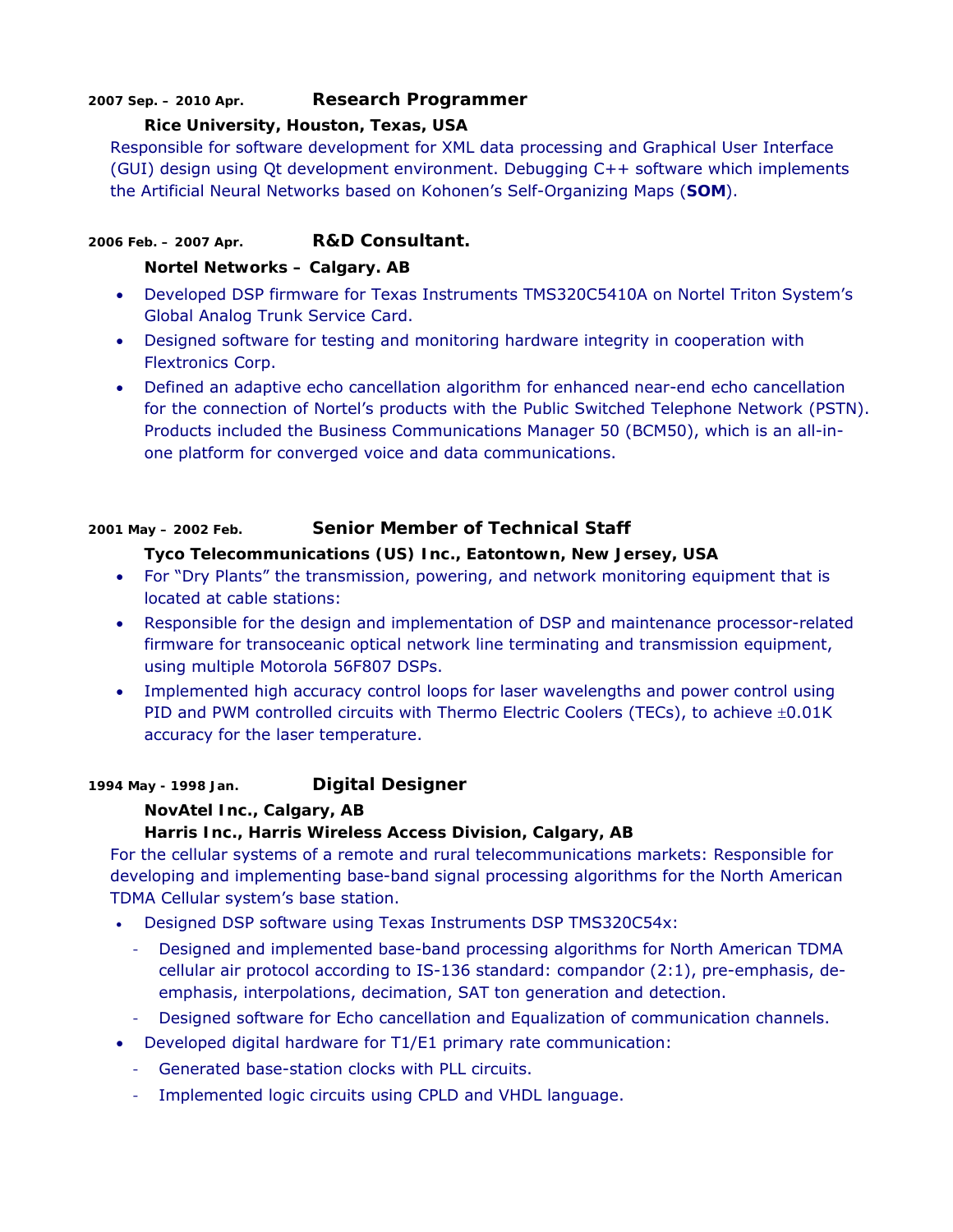**2007 Sep. – 2010 Apr.** **Research Programmer**

**Rice University, Houston, Texas, USA**

Responsible for software development for XML data processing and Graphical User Interface (GUI) design using Qt development environment. Debugging C++ software which implements the Artificial Neural Networks based on Kohonen's Self-Organizing Maps (**SOM**).

**2006 Feb. – 2007 Apr.** **R&D Consultant.**

**Nortel Networks – Calgary. AB**

- Developed DSP firmware for Texas Instruments TMS320C5410A on Nortel Triton System's Global Analog Trunk Service Card.
- Designed software for testing and monitoring hardware integrity in cooperation with Flextronics Corp.
- Defined an adaptive echo cancellation algorithm for enhanced near-end echo cancellation for the connection of Nortel's products with the Public Switched Telephone Network (PSTN). Products included the Business Communications Manager 50 (BCM50), which is an all-in-one platform for converged voice and data communications.

**2001 May – 2002 Feb.** **Senior Member of Technical Staff**

**Tyco Telecommunications (US) Inc., Eatontown, New Jersey, USA**

- For "Dry Plants" the transmission, powering, and network monitoring equipment that is located at cable stations:
- Responsible for the design and implementation of DSP and maintenance processor-related firmware for transoceanic optical network line terminating and transmission equipment, using multiple Motorola 56F807 DSPs.
- Implemented high accuracy control loops for laser wavelengths and power control using PID and PWM controlled circuits with Thermo Electric Coolers (TECs), to achieve ±0.01K accuracy for the laser temperature.

**1994 May - 1998 Jan.** **Digital Designer**

**NovAtel Inc., Calgary, AB**

**Harris Inc., Harris Wireless Access Division, Calgary, AB**

For the cellular systems of a remote and rural telecommunications markets: Responsible for developing and implementing base-band signal processing algorithms for the North American TDMA Cellular system's base station.

- Designed DSP software using Texas Instruments DSP TMS320C54x:
  - Designed and implemented base-band processing algorithms for North American TDMA cellular air protocol according to IS-136 standard: compandor (2:1), pre-emphasis, de-emphasis, interpolations, decimation, SAT ton generation and detection.
  - Designed software for Echo cancellation and Equalization of communication channels.
- Developed digital hardware for T1/E1 primary rate communication:
  - Generated base-station clocks with PLL circuits.
  - Implemented logic circuits using CPLD and VHDL language.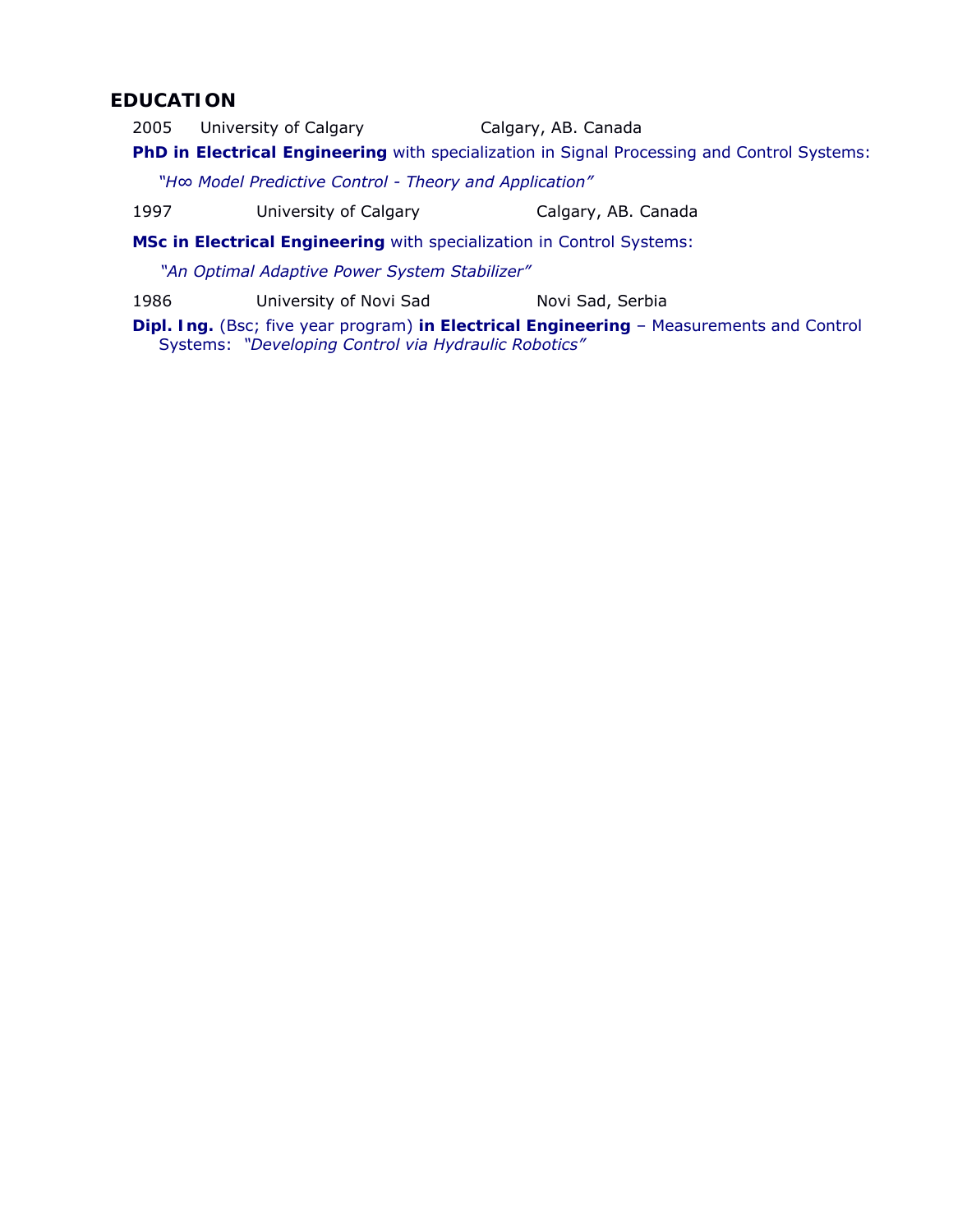## EDUCATION

2005 University of Calgary Calgary, AB. Canada

**PhD in Electrical Engineering** with specialization in Signal Processing and Control Systems:

*"H∞ Model Predictive Control - Theory and Application"*

1997 University of Calgary Calgary, AB. Canada

**MSc in Electrical Engineering** with specialization in Control Systems:

*"An Optimal Adaptive Power System Stabilizer"*

1986 University of Novi Sad Novi Sad, Serbia

**Dipl. Ing.** (Bsc; five year program) **in Electrical Engineering** – Measurements and Control Systems: *"Developing Control via Hydraulic Robotics"*